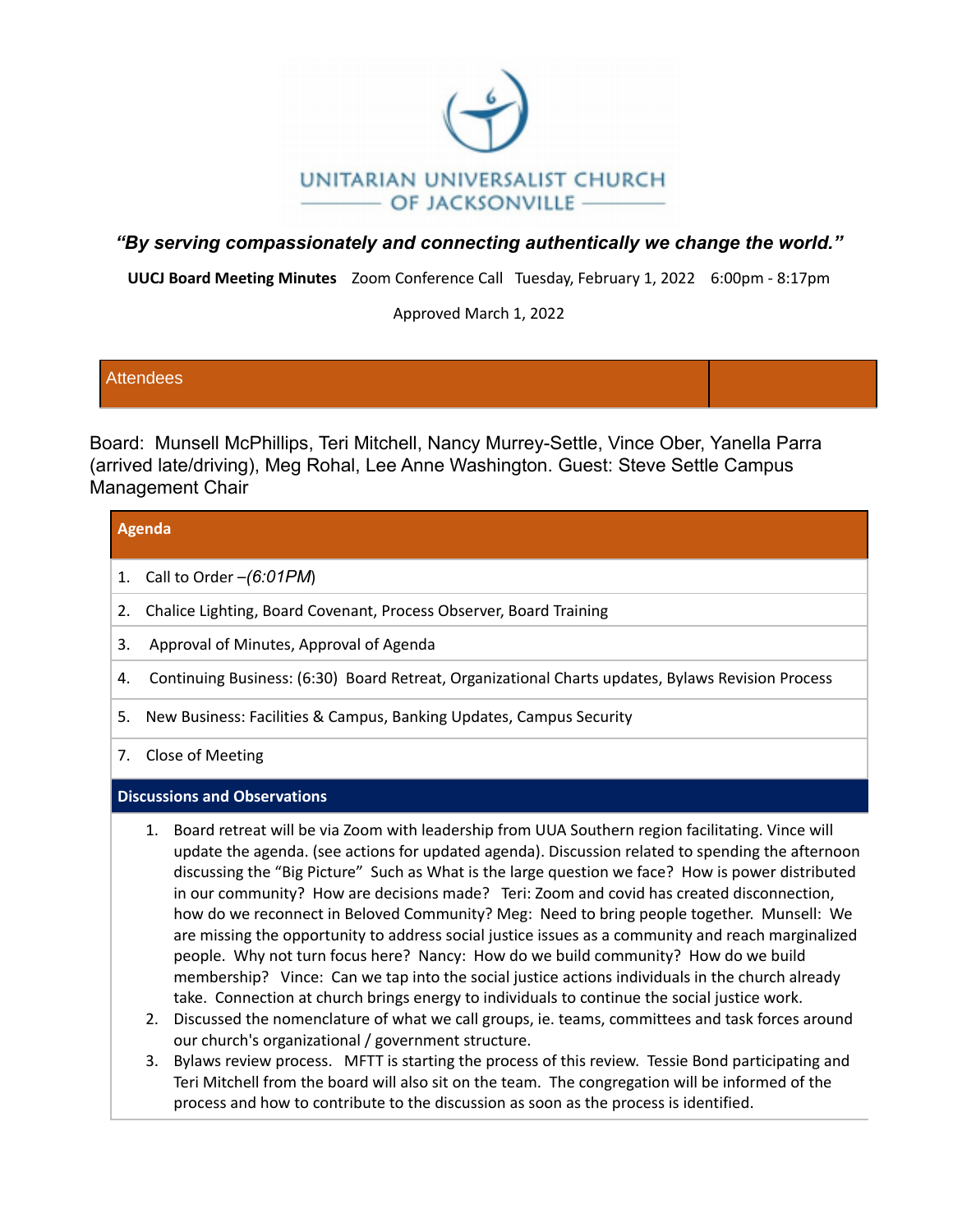# UNITARIAN UNIVERSALIST CHURCH OF JACKSONVILLE

***"By serving compassionately and connecting authentically we change the world."***

**UUCJ Board Meeting Minutes** Zoom Conference Call Tuesday, February 1, 2022 6:00pm - 8:17pm

Approved March 1, 2022

## Attendees

Board: Munsell McPhillips, Teri Mitchell, Nancy Murrey-Settle, Vince Ober, Yanella Parra (arrived late/driving), Meg Rohal, Lee Anne Washington. Guest: Steve Settle Campus Management Chair

## Agenda

1. Call to Order –*(6:01PM*)
2. Chalice Lighting, Board Covenant, Process Observer, Board Training
3. Approval of Minutes, Approval of Agenda
4. Continuing Business: (6:30) Board Retreat, Organizational Charts updates, Bylaws Revision Process
5. New Business: Facilities & Campus, Banking Updates, Campus Security

7. Close of Meeting

## Discussions and Observations

1. Board retreat will be via Zoom with leadership from UUA Southern region facilitating. Vince will update the agenda. (see actions for updated agenda). Discussion related to spending the afternoon discussing the "Big Picture" Such as What is the large question we face? How is power distributed in our community? How are decisions made? Teri: Zoom and covid has created disconnection, how do we reconnect in Beloved Community? Meg: Need to bring people together. Munsell: We are missing the opportunity to address social justice issues as a community and reach marginalized people. Why not turn focus here? Nancy: How do we build community? How do we build membership? Vince: Can we tap into the social justice actions individuals in the church already take. Connection at church brings energy to individuals to continue the social justice work.
2. Discussed the nomenclature of what we call groups, ie. teams, committees and task forces around our church's organizational / government structure.
3. Bylaws review process. MFTT is starting the process of this review. Tessie Bond participating and Teri Mitchell from the board will also sit on the team. The congregation will be informed of the process and how to contribute to the discussion as soon as the process is identified.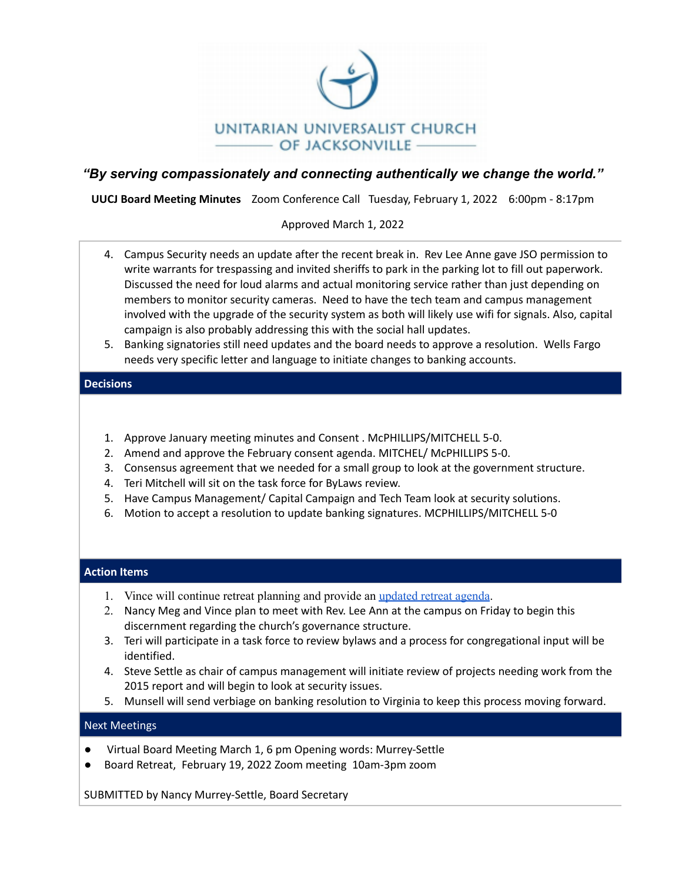**UNITARIAN UNIVERSALIST CHURCH OF JACKSONVILLE**

***"By serving compassionately and connecting authentically we change the world."***

**UUCJ Board Meeting Minutes** Zoom Conference Call Tuesday, February 1, 2022 6:00pm - 8:17pm

Approved March 1, 2022

4. Campus Security needs an update after the recent break in. Rev Lee Anne gave JSO permission to write warrants for trespassing and invited sheriffs to park in the parking lot to fill out paperwork. Discussed the need for loud alarms and actual monitoring service rather than just depending on members to monitor security cameras. Need to have the tech team and campus management involved with the upgrade of the security system as both will likely use wifi for signals. Also, capital campaign is also probably addressing this with the social hall updates.
5. Banking signatories still need updates and the board needs to approve a resolution. Wells Fargo needs very specific letter and language to initiate changes to banking accounts.

## Decisions

1. Approve January meeting minutes and Consent . McPHILLIPS/MITCHELL 5-0.
2. Amend and approve the February consent agenda. MITCHEL/ McPHILLIPS 5-0.
3. Consensus agreement that we needed for a small group to look at the government structure.
4. Teri Mitchell will sit on the task force for ByLaws review.
5. Have Campus Management/ Capital Campaign and Tech Team look at security solutions.
6. Motion to accept a resolution to update banking signatures. MCPHILLIPS/MITCHELL 5-0

## Action Items

1. Vince will continue retreat planning and provide an updated retreat agenda.
2. Nancy Meg and Vince plan to meet with Rev. Lee Ann at the campus on Friday to begin this discernment regarding the church's governance structure.
3. Teri will participate in a task force to review bylaws and a process for congregational input will be identified.
4. Steve Settle as chair of campus management will initiate review of projects needing work from the 2015 report and will begin to look at security issues.
5. Munsell will send verbiage on banking resolution to Virginia to keep this process moving forward.

## Next Meetings

- Virtual Board Meeting March 1, 6 pm Opening words: Murrey-Settle
- Board Retreat, February 19, 2022 Zoom meeting 10am-3pm zoom

SUBMITTED by Nancy Murrey-Settle, Board Secretary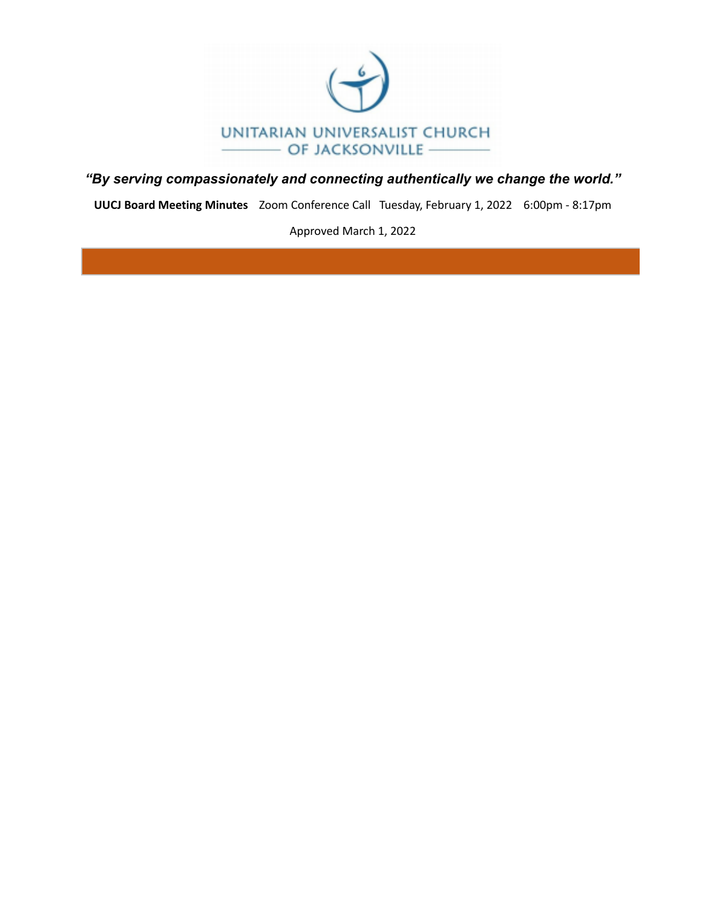UNITARIAN UNIVERSALIST CHURCH
OF JACKSONVILLE

***"By serving compassionately and connecting authentically we change the world."***

**UUCJ Board Meeting Minutes** Zoom Conference Call Tuesday, February 1, 2022 6:00pm - 8:17pm

Approved March 1, 2022